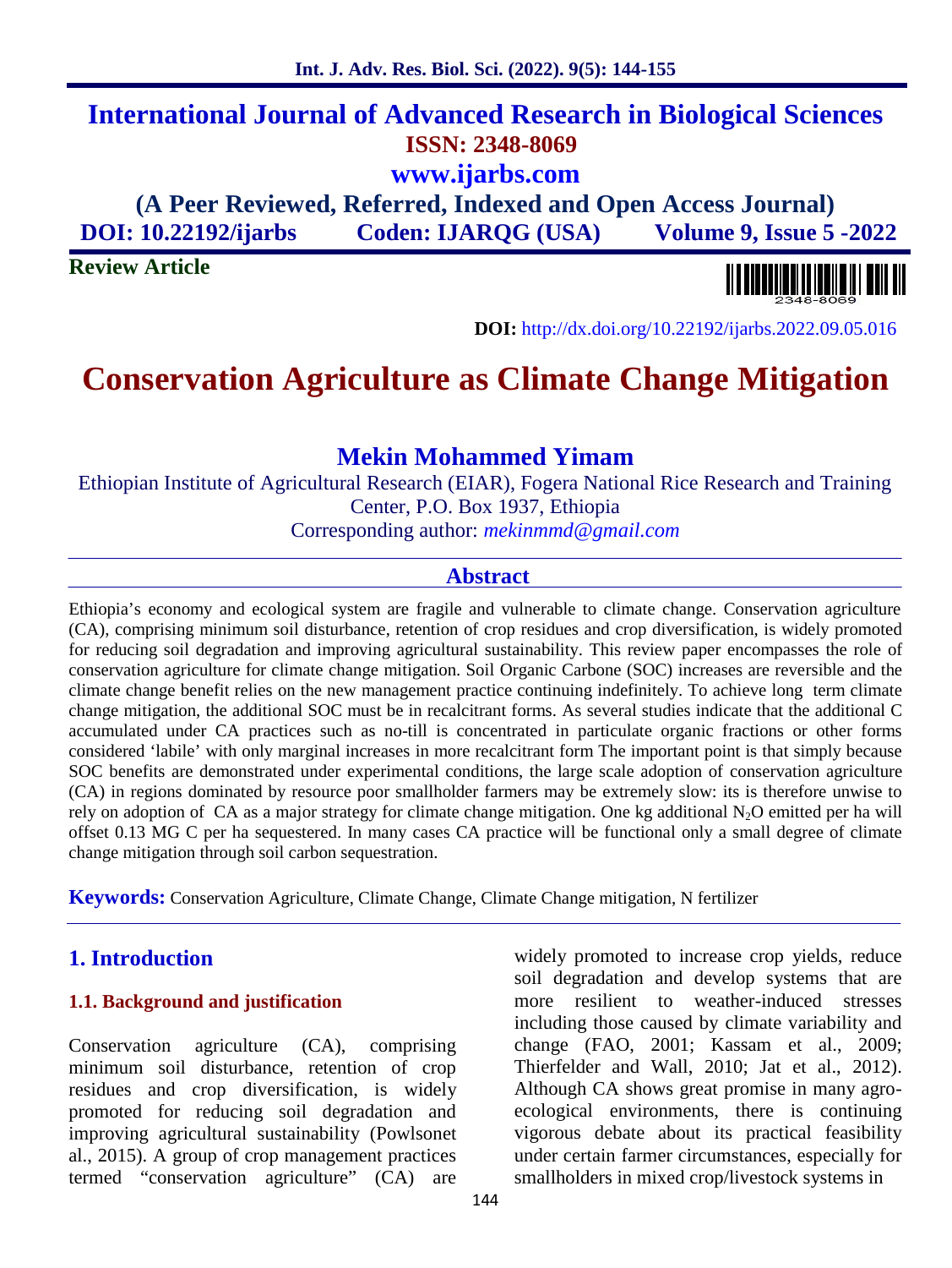# International Journal of Advanced Research in Biological Sciences

**ISSN: 2348-8069**

**www.ijarbs.com**

**(A Peer Reviewed, Referred, Indexed and Open Access Journal)**

**DOI: 10.22192/ijarbs Coden: IJARQG (USA) Volume 9, Issue 5 -2022**

**Review Article**

**DOI:** http://dx.doi.org/10.22192/ijarbs.2022.09.05.016

# Conservation Agriculture as Climate Change Mitigation

## Mekin Mohammed Yimam

Ethiopian Institute of Agricultural Research (EIAR), Fogera National Rice Research and Training Center, P.O. Box 1937, Ethiopia

Corresponding author: *mekinmmd@gmail.com*

## Abstract

Ethiopia's economy and ecological system are fragile and vulnerable to climate change. Conservation agriculture (CA), comprising minimum soil disturbance, retention of crop residues and crop diversification, is widely promoted for reducing soil degradation and improving agricultural sustainability. This review paper encompasses the role of conservation agriculture for climate change mitigation. Soil Organic Carbone (SOC) increases are reversible and the climate change benefit relies on the new management practice continuing indefinitely. To achieve long term climate change mitigation, the additional SOC must be in recalcitrant forms. As several studies indicate that the additional C accumulated under CA practices such as no-till is concentrated in particulate organic fractions or other forms considered 'labile' with only marginal increases in more recalcitrant form The important point is that simply because SOC benefits are demonstrated under experimental conditions, the large scale adoption of conservation agriculture (CA) in regions dominated by resource poor smallholder farmers may be extremely slow: its is therefore unwise to rely on adoption of CA as a major strategy for climate change mitigation. One kg additional $N_2O$ emitted per ha will offset 0.13 MG C per ha sequestered. In many cases CA practice will be functional only a small degree of climate change mitigation through soil carbon sequestration.

**Keywords:** Conservation Agriculture, Climate Change, Climate Change mitigation, N fertilizer

## 1. Introduction

### 1.1. Background and justification

Conservation agriculture (CA), comprising minimum soil disturbance, retention of crop residues and crop diversification, is widely promoted for reducing soil degradation and improving agricultural sustainability (Powlsonet al., 2015). A group of crop management practices termed "conservation agriculture" (CA) are widely promoted to increase crop yields, reduce soil degradation and develop systems that are more resilient to weather-induced stresses including those caused by climate variability and change (FAO, 2001; Kassam et al., 2009; Thierfelder and Wall, 2010; Jat et al., 2012). Although CA shows great promise in many agro-ecological environments, there is continuing vigorous debate about its practical feasibility under certain farmer circumstances, especially for smallholders in mixed crop/livestock systems in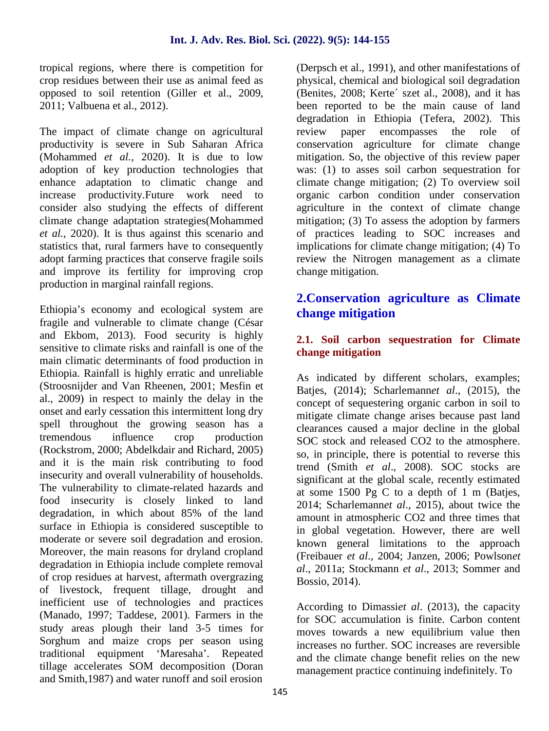tropical regions, where there is competition for crop residues between their use as animal feed as opposed to soil retention (Giller et al., 2009, 2011; Valbuena et al., 2012).

The impact of climate change on agricultural productivity is severe in Sub Saharan Africa (Mohammed *et al.,* 2020). It is due to low adoption of key production technologies that enhance adaptation to climatic change and increase productivity.Future work need to consider also studying the effects of different climate change adaptation strategies(Mohammed *et al.,* 2020). It is thus against this scenario and statistics that, rural farmers have to consequently adopt farming practices that conserve fragile soils and improve its fertility for improving crop production in marginal rainfall regions.

Ethiopia's economy and ecological system are fragile and vulnerable to climate change (César and Ekbom, 2013). Food security is highly sensitive to climate risks and rainfall is one of the main climatic determinants of food production in Ethiopia. Rainfall is highly erratic and unreliable (Stroosnijder and Van Rheenen, 2001; Mesfin et al., 2009) in respect to mainly the delay in the onset and early cessation this intermittent long dry spell throughout the growing season has a tremendous influence crop production (Rockstrom, 2000; Abdelkdair and Richard, 2005) and it is the main risk contributing to food insecurity and overall vulnerability of households. The vulnerability to climate-related hazards and food insecurity is closely linked to land degradation, in which about 85% of the land surface in Ethiopia is considered susceptible to moderate or severe soil degradation and erosion. Moreover, the main reasons for dryland cropland degradation in Ethiopia include complete removal of crop residues at harvest, aftermath overgrazing of livestock, frequent tillage, drought and inefficient use of technologies and practices (Manado, 1997; Taddese, 2001). Farmers in the study areas plough their land 3-5 times for Sorghum and maize crops per season using traditional equipment 'Maresaha'. Repeated tillage accelerates SOM decomposition (Doran and Smith,1987) and water runoff and soil erosion (Derpsch et al., 1991), and other manifestations of physical, chemical and biological soil degradation (Benites, 2008; Kerte´ szet al., 2008), and it has been reported to be the main cause of land degradation in Ethiopia (Tefera, 2002). This review paper encompasses the role of conservation agriculture for climate change mitigation. So, the objective of this review paper was: (1) to asses soil carbon sequestration for climate change mitigation; (2) To overview soil organic carbon condition under conservation agriculture in the context of climate change mitigation; (3) To assess the adoption by farmers of practices leading to SOC increases and implications for climate change mitigation; (4) To review the Nitrogen management as a climate change mitigation.

## 2.Conservation agriculture as Climate change mitigation

### 2.1. Soil carbon sequestration for Climate change mitigation

As indicated by different scholars, examples; Batjes, (2014); Scharlemann*et al*., (2015), the concept of sequestering organic carbon in soil to mitigate climate change arises because past land clearances caused a major decline in the global SOC stock and released $CO_2$ to the atmosphere. so, in principle, there is potential to reverse this trend (Smith *et al*., 2008). SOC stocks are significant at the global scale, recently estimated at some 1500 Pg C to a depth of 1 m (Batjes, 2014; Scharlemann*et al*., 2015), about twice the amount in atmospheric $CO_2$ and three times that in global vegetation. However, there are well known general limitations to the approach (Freibauer *et al*., 2004; Janzen, 2006; Powlson*et al*., 2011a; Stockmann *et al*., 2013; Sommer and Bossio, 2014).

According to Dimassi*et al*. (2013), the capacity for SOC accumulation is finite. Carbon content moves towards a new equilibrium value then increases no further. SOC increases are reversible and the climate change benefit relies on the new management practice continuing indefinitely. To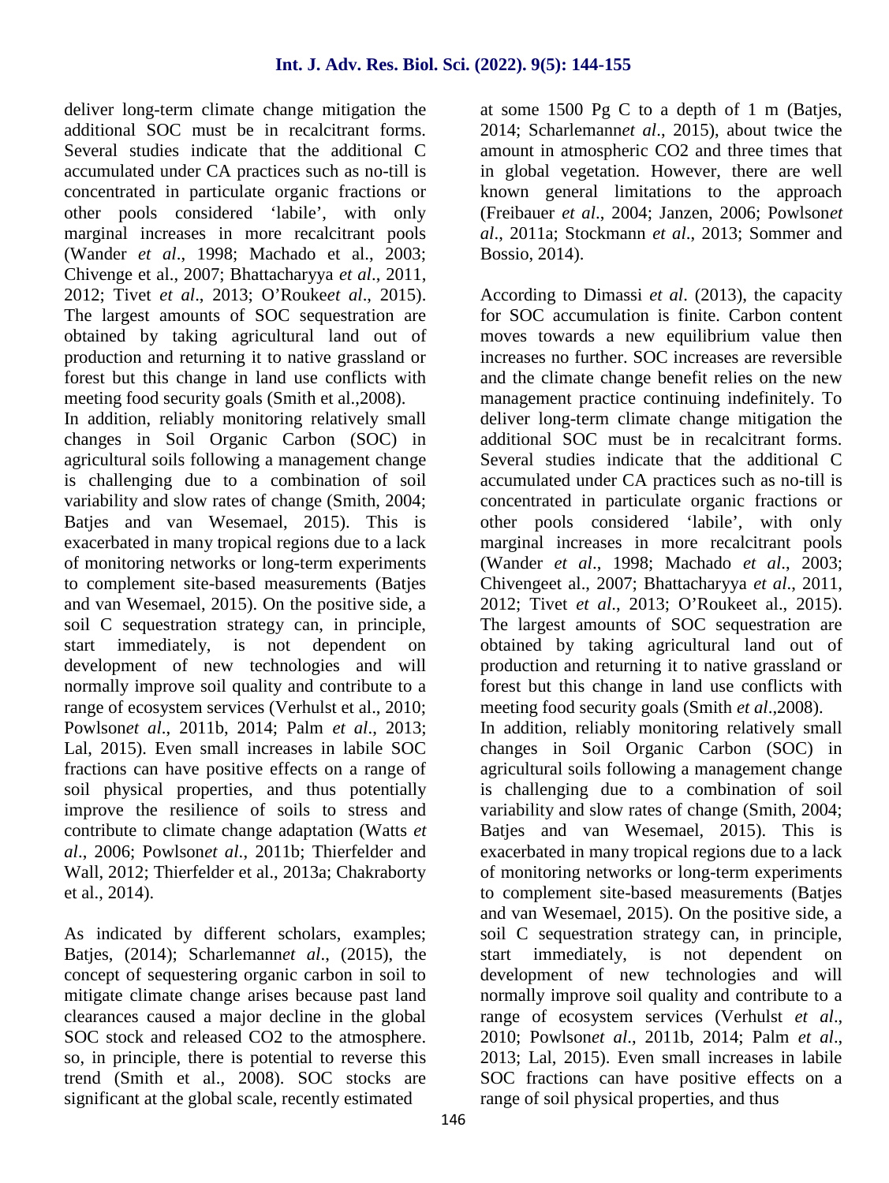deliver long-term climate change mitigation the additional SOC must be in recalcitrant forms. Several studies indicate that the additional C accumulated under CA practices such as no-till is concentrated in particulate organic fractions or other pools considered 'labile', with only marginal increases in more recalcitrant pools (Wander *et al*., 1998; Machado et al., 2003; Chivenge et al., 2007; Bhattacharyya *et al*., 2011, 2012; Tivet *et al*., 2013; O'Rouke*et al*., 2015). The largest amounts of SOC sequestration are obtained by taking agricultural land out of production and returning it to native grassland or forest but this change in land use conflicts with meeting food security goals (Smith et al.,2008).

In addition, reliably monitoring relatively small changes in Soil Organic Carbon (SOC) in agricultural soils following a management change is challenging due to a combination of soil variability and slow rates of change (Smith, 2004; Batjes and van Wesemael, 2015). This is exacerbated in many tropical regions due to a lack of monitoring networks or long-term experiments to complement site-based measurements (Batjes and van Wesemael, 2015). On the positive side, a soil C sequestration strategy can, in principle, start immediately, is not dependent on development of new technologies and will normally improve soil quality and contribute to a range of ecosystem services (Verhulst et al., 2010; Powlson*et al*., 2011b, 2014; Palm *et al*., 2013; Lal, 2015). Even small increases in labile SOC fractions can have positive effects on a range of soil physical properties, and thus potentially improve the resilience of soils to stress and contribute to climate change adaptation (Watts *et al*., 2006; Powlson*et al*., 2011b; Thierfelder and Wall, 2012; Thierfelder et al., 2013a; Chakraborty et al., 2014).

As indicated by different scholars, examples; Batjes, (2014); Scharlemann*et al*., (2015), the concept of sequestering organic carbon in soil to mitigate climate change arises because past land clearances caused a major decline in the global SOC stock and released $CO_2$ to the atmosphere. so, in principle, there is potential to reverse this trend (Smith et al., 2008). SOC stocks are significant at the global scale, recently estimated at some 1500 Pg C to a depth of 1 m (Batjes, 2014; Scharlemann*et al*., 2015), about twice the amount in atmospheric $CO_2$ and three times that in global vegetation. However, there are well known general limitations to the approach (Freibauer *et al*., 2004; Janzen, 2006; Powlson*et al*., 2011a; Stockmann *et al*., 2013; Sommer and Bossio, 2014).

According to Dimassi *et al*. (2013), the capacity for SOC accumulation is finite. Carbon content moves towards a new equilibrium value then increases no further. SOC increases are reversible and the climate change benefit relies on the new management practice continuing indefinitely. To deliver long-term climate change mitigation the additional SOC must be in recalcitrant forms. Several studies indicate that the additional C accumulated under CA practices such as no-till is concentrated in particulate organic fractions or other pools considered 'labile', with only marginal increases in more recalcitrant pools (Wander *et al*., 1998; Machado *et al*., 2003; Chivengeet al., 2007; Bhattacharyya *et al*., 2011, 2012; Tivet *et al*., 2013; O'Roukeet al., 2015). The largest amounts of SOC sequestration are obtained by taking agricultural land out of production and returning it to native grassland or forest but this change in land use conflicts with meeting food security goals (Smith *et al*.,2008).

In addition, reliably monitoring relatively small changes in Soil Organic Carbon (SOC) in agricultural soils following a management change is challenging due to a combination of soil variability and slow rates of change (Smith, 2004; Batjes and van Wesemael, 2015). This is exacerbated in many tropical regions due to a lack of monitoring networks or long-term experiments to complement site-based measurements (Batjes and van Wesemael, 2015). On the positive side, a soil C sequestration strategy can, in principle, start immediately, is not dependent on development of new technologies and will normally improve soil quality and contribute to a range of ecosystem services (Verhulst *et al*., 2010; Powlson*et al*., 2011b, 2014; Palm *et al*., 2013; Lal, 2015). Even small increases in labile SOC fractions can have positive effects on a range of soil physical properties, and thus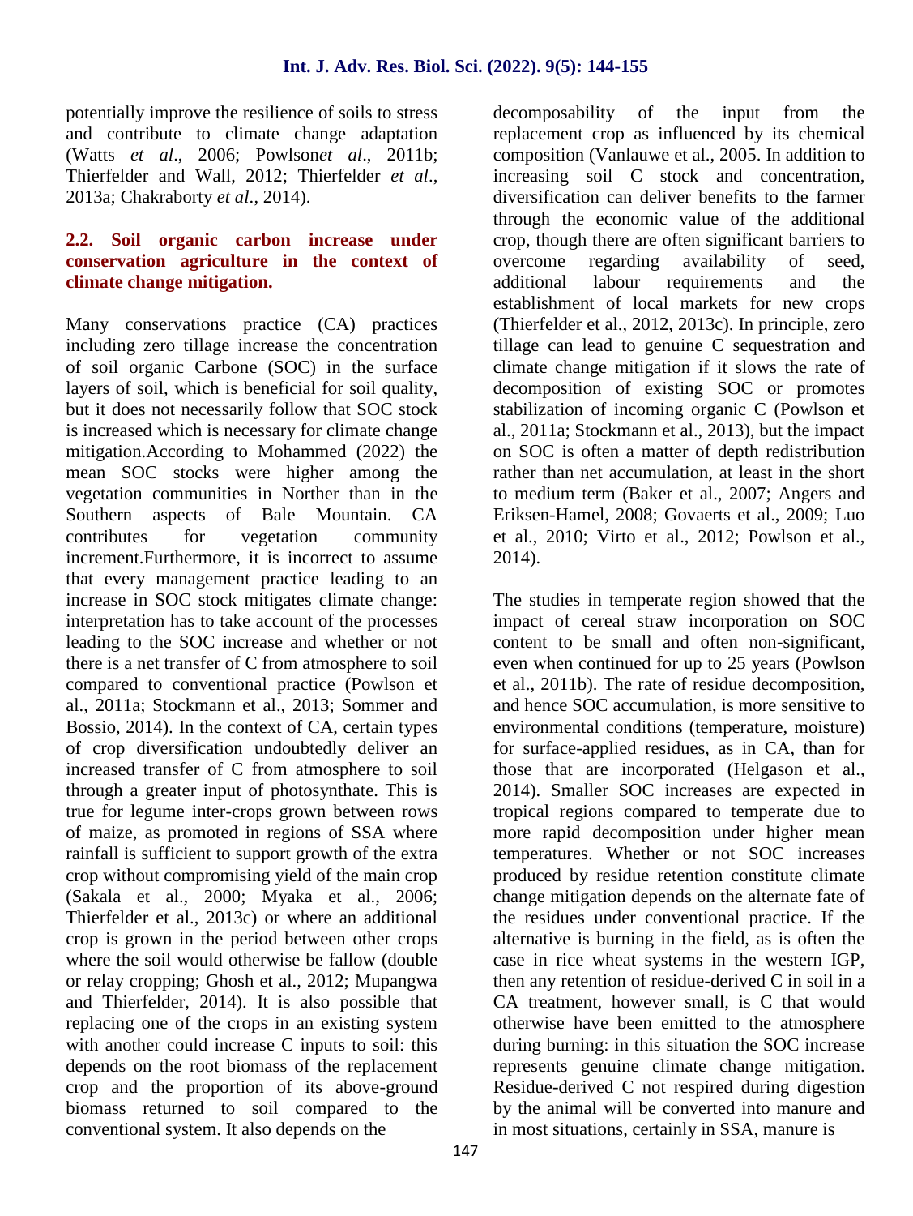potentially improve the resilience of soils to stress and contribute to climate change adaptation (Watts *et al*., 2006; Powlson*et al*., 2011b; Thierfelder and Wall, 2012; Thierfelder *et al*., 2013a; Chakraborty *et al*., 2014).

### 2.2. Soil organic carbon increase under conservation agriculture in the context of climate change mitigation.

Many conservations practice (CA) practices including zero tillage increase the concentration of soil organic Carbone (SOC) in the surface layers of soil, which is beneficial for soil quality, but it does not necessarily follow that SOC stock is increased which is necessary for climate change mitigation.According to Mohammed (2022) the mean SOC stocks were higher among the vegetation communities in Norther than in the Southern aspects of Bale Mountain. CA contributes for vegetation community increment.Furthermore, it is incorrect to assume that every management practice leading to an increase in SOC stock mitigates climate change: interpretation has to take account of the processes leading to the SOC increase and whether or not there is a net transfer of C from atmosphere to soil compared to conventional practice (Powlson et al., 2011a; Stockmann et al., 2013; Sommer and Bossio, 2014). In the context of CA, certain types of crop diversification undoubtedly deliver an increased transfer of C from atmosphere to soil through a greater input of photosynthate. This is true for legume inter-crops grown between rows of maize, as promoted in regions of SSA where rainfall is sufficient to support growth of the extra crop without compromising yield of the main crop (Sakala et al., 2000; Myaka et al., 2006; Thierfelder et al., 2013c) or where an additional crop is grown in the period between other crops where the soil would otherwise be fallow (double or relay cropping; Ghosh et al., 2012; Mupangwa and Thierfelder, 2014). It is also possible that replacing one of the crops in an existing system with another could increase C inputs to soil: this depends on the root biomass of the replacement crop and the proportion of its above-ground biomass returned to soil compared to the conventional system. It also depends on the decomposability of the input from the replacement crop as influenced by its chemical composition (Vanlauwe et al., 2005. In addition to increasing soil C stock and concentration, diversification can deliver benefits to the farmer through the economic value of the additional crop, though there are often significant barriers to overcome regarding availability of seed, additional labour requirements and the establishment of local markets for new crops (Thierfelder et al., 2012, 2013c). In principle, zero tillage can lead to genuine C sequestration and climate change mitigation if it slows the rate of decomposition of existing SOC or promotes stabilization of incoming organic C (Powlson et al., 2011a; Stockmann et al., 2013), but the impact on SOC is often a matter of depth redistribution rather than net accumulation, at least in the short to medium term (Baker et al., 2007; Angers and Eriksen-Hamel, 2008; Govaerts et al., 2009; Luo et al., 2010; Virto et al., 2012; Powlson et al., 2014).

The studies in temperate region showed that the impact of cereal straw incorporation on SOC content to be small and often non-significant, even when continued for up to 25 years (Powlson et al., 2011b). The rate of residue decomposition, and hence SOC accumulation, is more sensitive to environmental conditions (temperature, moisture) for surface-applied residues, as in CA, than for those that are incorporated (Helgason et al., 2014). Smaller SOC increases are expected in tropical regions compared to temperate due to more rapid decomposition under higher mean temperatures. Whether or not SOC increases produced by residue retention constitute climate change mitigation depends on the alternate fate of the residues under conventional practice. If the alternative is burning in the field, as is often the case in rice wheat systems in the western IGP, then any retention of residue-derived C in soil in a CA treatment, however small, is C that would otherwise have been emitted to the atmosphere during burning: in this situation the SOC increase represents genuine climate change mitigation. Residue-derived C not respired during digestion by the animal will be converted into manure and in most situations, certainly in SSA, manure is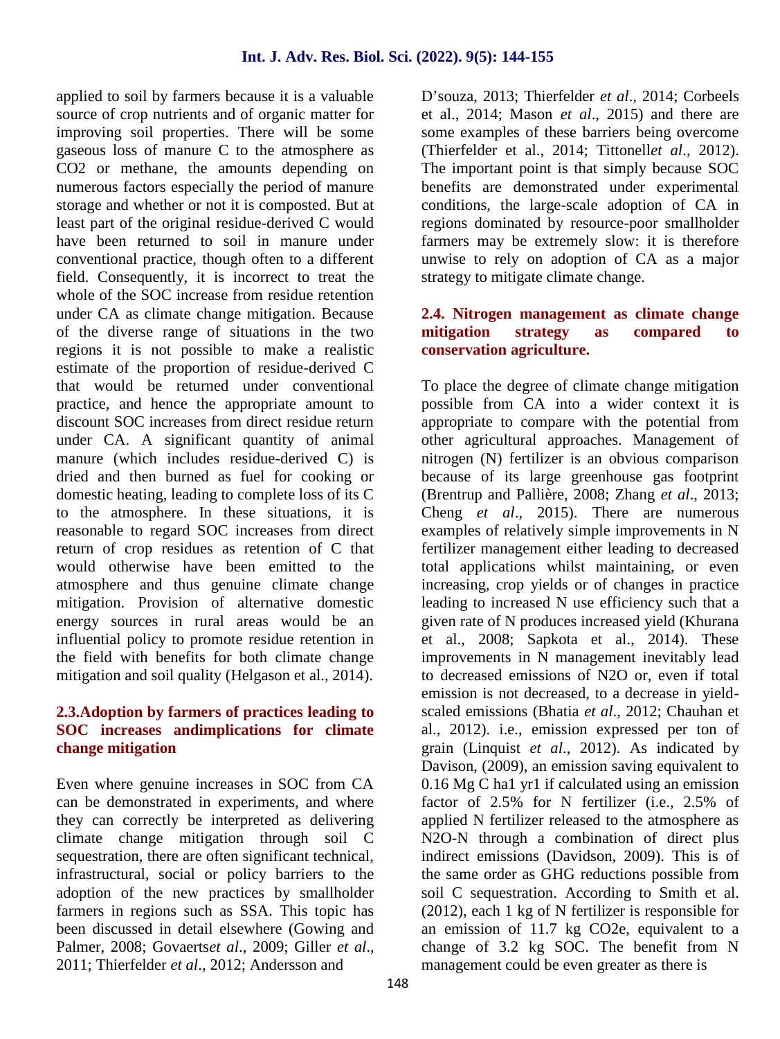applied to soil by farmers because it is a valuable source of crop nutrients and of organic matter for improving soil properties. There will be some gaseous loss of manure C to the atmosphere as $CO_2$ or methane, the amounts depending on numerous factors especially the period of manure storage and whether or not it is composted. But at least part of the original residue-derived C would have been returned to soil in manure under conventional practice, though often to a different field. Consequently, it is incorrect to treat the whole of the SOC increase from residue retention under CA as climate change mitigation. Because of the diverse range of situations in the two regions it is not possible to make a realistic estimate of the proportion of residue-derived C that would be returned under conventional practice, and hence the appropriate amount to discount SOC increases from direct residue return under CA. A significant quantity of animal manure (which includes residue-derived C) is dried and then burned as fuel for cooking or domestic heating, leading to complete loss of its C to the atmosphere. In these situations, it is reasonable to regard SOC increases from direct return of crop residues as retention of C that would otherwise have been emitted to the atmosphere and thus genuine climate change mitigation. Provision of alternative domestic energy sources in rural areas would be an influential policy to promote residue retention in the field with benefits for both climate change mitigation and soil quality (Helgason et al., 2014).

### 2.3.Adoption by farmers of practices leading to SOC increases andimplications for climate change mitigation

Even where genuine increases in SOC from CA can be demonstrated in experiments, and where they can correctly be interpreted as delivering climate change mitigation through soil C sequestration, there are often significant technical, infrastructural, social or policy barriers to the adoption of the new practices by smallholder farmers in regions such as SSA. This topic has been discussed in detail elsewhere (Gowing and Palmer, 2008; Govaerts*et al*., 2009; Giller *et al*., 2011; Thierfelder *et al*., 2012; Andersson and D'souza, 2013; Thierfelder *et al*., 2014; Corbeels et al., 2014; Mason *et al*., 2015) and there are some examples of these barriers being overcome (Thierfelder et al., 2014; Tittonell*et al*., 2012). The important point is that simply because SOC benefits are demonstrated under experimental conditions, the large-scale adoption of CA in regions dominated by resource-poor smallholder farmers may be extremely slow: it is therefore unwise to rely on adoption of CA as a major strategy to mitigate climate change.

### 2.4. Nitrogen management as climate change mitigation strategy as compared to conservation agriculture.

To place the degree of climate change mitigation possible from CA into a wider context it is appropriate to compare with the potential from other agricultural approaches. Management of nitrogen (N) fertilizer is an obvious comparison because of its large greenhouse gas footprint (Brentrup and Pallière, 2008; Zhang *et al*., 2013; Cheng *et al*., 2015). There are numerous examples of relatively simple improvements in N fertilizer management either leading to decreased total applications whilst maintaining, or even increasing, crop yields or of changes in practice leading to increased N use efficiency such that a given rate of N produces increased yield (Khurana et al., 2008; Sapkota et al., 2014). These improvements in N management inevitably lead to decreased emissions of $N_2O$ or, even if total emission is not decreased, to a decrease in yield-scaled emissions (Bhatia *et al*., 2012; Chauhan et al., 2012). i.e., emission expressed per ton of grain (Linquist *et al*., 2012). As indicated by Davison, (2009), an emission saving equivalent to 0.16 Mg C ha1 yr1 if calculated using an emission factor of 2.5% for N fertilizer (i.e., 2.5% of applied N fertilizer released to the atmosphere as $N_2O$-N through a combination of direct plus indirect emissions (Davidson, 2009). This is of the same order as GHG reductions possible from soil C sequestration. According to Smith et al. (2012), each 1 kg of N fertilizer is responsible for an emission of 11.7 kg $CO_2e$, equivalent to a change of 3.2 kg SOC. The benefit from N management could be even greater as there is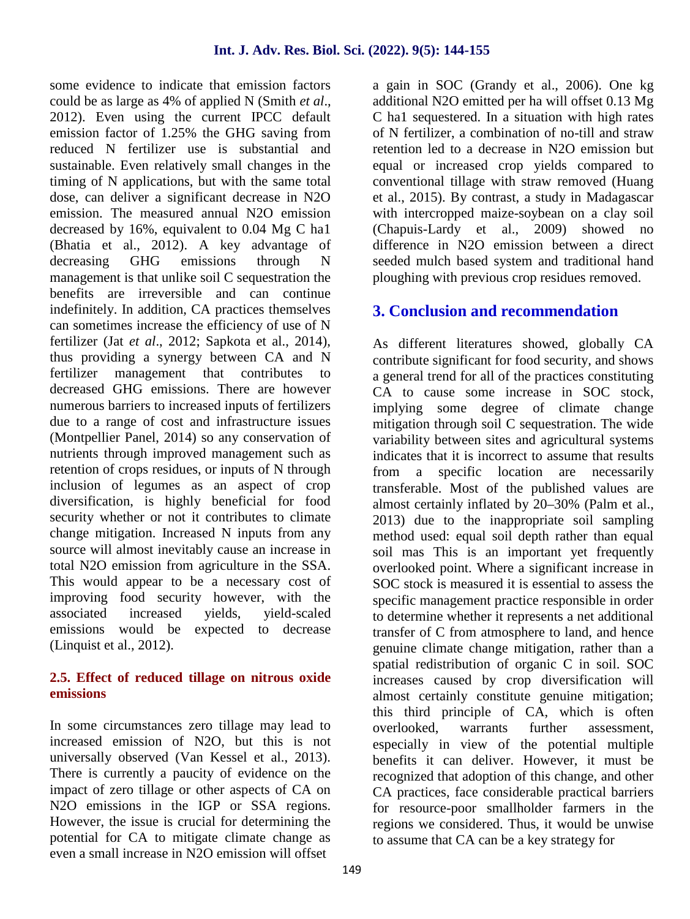some evidence to indicate that emission factors could be as large as 4% of applied N (Smith *et al*., 2012). Even using the current IPCC default emission factor of 1.25% the GHG saving from reduced N fertilizer use is substantial and sustainable. Even relatively small changes in the timing of N applications, but with the same total dose, can deliver a significant decrease in N2O emission. The measured annual N2O emission decreased by 16%, equivalent to 0.04 Mg C ha1 (Bhatia et al., 2012). A key advantage of decreasing GHG emissions through N management is that unlike soil C sequestration the benefits are irreversible and can continue indefinitely. In addition, CA practices themselves can sometimes increase the efficiency of use of N fertilizer (Jat *et al*., 2012; Sapkota et al., 2014), thus providing a synergy between CA and N fertilizer management that contributes to decreased GHG emissions. There are however numerous barriers to increased inputs of fertilizers due to a range of cost and infrastructure issues (Montpellier Panel, 2014) so any conservation of nutrients through improved management such as retention of crops residues, or inputs of N through inclusion of legumes as an aspect of crop diversification, is highly beneficial for food security whether or not it contributes to climate change mitigation. Increased N inputs from any source will almost inevitably cause an increase in total N2O emission from agriculture in the SSA. This would appear to be a necessary cost of improving food security however, with the associated increased yields, yield-scaled emissions would be expected to decrease (Linquist et al., 2012).

### 2.5. Effect of reduced tillage on nitrous oxide emissions

In some circumstances zero tillage may lead to increased emission of N2O, but this is not universally observed (Van Kessel et al., 2013). There is currently a paucity of evidence on the impact of zero tillage or other aspects of CA on N2O emissions in the IGP or SSA regions. However, the issue is crucial for determining the potential for CA to mitigate climate change as even a small increase in N2O emission will offset a gain in SOC (Grandy et al., 2006). One kg additional N2O emitted per ha will offset 0.13 Mg C ha1 sequestered. In a situation with high rates of N fertilizer, a combination of no-till and straw retention led to a decrease in N2O emission but equal or increased crop yields compared to conventional tillage with straw removed (Huang et al., 2015). By contrast, a study in Madagascar with intercropped maize-soybean on a clay soil (Chapuis-Lardy et al., 2009) showed no difference in N2O emission between a direct seeded mulch based system and traditional hand ploughing with previous crop residues removed.

## 3. Conclusion and recommendation

As different literatures showed, globally CA contribute significant for food security, and shows a general trend for all of the practices constituting CA to cause some increase in SOC stock, implying some degree of climate change mitigation through soil C sequestration. The wide variability between sites and agricultural systems indicates that it is incorrect to assume that results from a specific location are necessarily transferable. Most of the published values are almost certainly inflated by 20–30% (Palm et al., 2013) due to the inappropriate soil sampling method used: equal soil depth rather than equal soil mas This is an important yet frequently overlooked point. Where a significant increase in SOC stock is measured it is essential to assess the specific management practice responsible in order to determine whether it represents a net additional transfer of C from atmosphere to land, and hence genuine climate change mitigation, rather than a spatial redistribution of organic C in soil. SOC increases caused by crop diversification will almost certainly constitute genuine mitigation; this third principle of CA, which is often overlooked, warrants further assessment, especially in view of the potential multiple benefits it can deliver. However, it must be recognized that adoption of this change, and other CA practices, face considerable practical barriers for resource-poor smallholder farmers in the regions we considered. Thus, it would be unwise to assume that CA can be a key strategy for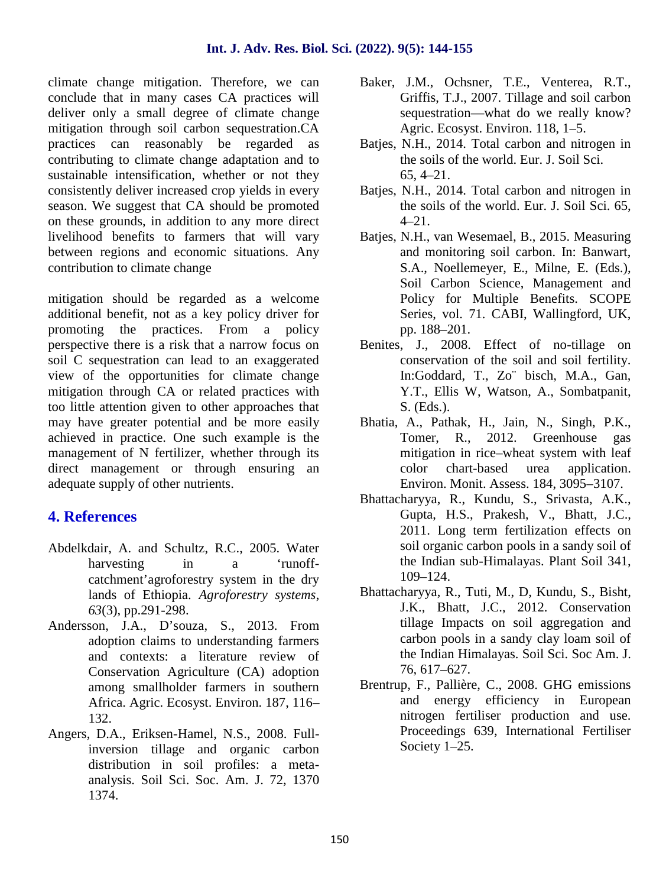climate change mitigation. Therefore, we can conclude that in many cases CA practices will deliver only a small degree of climate change mitigation through soil carbon sequestration.CA practices can reasonably be regarded as contributing to climate change adaptation and to sustainable intensification, whether or not they consistently deliver increased crop yields in every season. We suggest that CA should be promoted on these grounds, in addition to any more direct livelihood benefits to farmers that will vary between regions and economic situations. Any contribution to climate change

mitigation should be regarded as a welcome additional benefit, not as a key policy driver for promoting the practices. From a policy perspective there is a risk that a narrow focus on soil C sequestration can lead to an exaggerated view of the opportunities for climate change mitigation through CA or related practices with too little attention given to other approaches that may have greater potential and be more easily achieved in practice. One such example is the management of N fertilizer, whether through its direct management or through ensuring an adequate supply of other nutrients.

## 4. References

- Abdelkdair, A. and Schultz, R.C., 2005. Water harvesting in a 'runoff-catchment'agroforestry system in the dry lands of Ethiopia. *Agroforestry systems*, *63*(3), pp.291-298.
- Andersson, J.A., D'souza, S., 2013. From adoption claims to understanding farmers and contexts: a literature review of Conservation Agriculture (CA) adoption among smallholder farmers in southern Africa. Agric. Ecosyst. Environ. 187, 116–132.
- Angers, D.A., Eriksen-Hamel, N.S., 2008. Full-inversion tillage and organic carbon distribution in soil profiles: a meta-analysis. Soil Sci. Soc. Am. J. 72, 1370 1374.
- Baker, J.M., Ochsner, T.E., Venterea, R.T., Griffis, T.J., 2007. Tillage and soil carbon sequestration—what do we really know? Agric. Ecosyst. Environ. 118, 1–5.
- Batjes, N.H., 2014. Total carbon and nitrogen in the soils of the world. Eur. J. Soil Sci. 65, 4–21.
- Batjes, N.H., 2014. Total carbon and nitrogen in the soils of the world. Eur. J. Soil Sci. 65, 4–21.
- Batjes, N.H., van Wesemael, B., 2015. Measuring and monitoring soil carbon. In: Banwart, S.A., Noellemeyer, E., Milne, E. (Eds.), Soil Carbon Science, Management and Policy for Multiple Benefits. SCOPE Series, vol. 71. CABI, Wallingford, UK, pp. 188–201.
- Benites, J., 2008. Effect of no-tillage on conservation of the soil and soil fertility. In:Goddard, T., Zo¨ bisch, M.A., Gan, Y.T., Ellis W, Watson, A., Sombatpanit, S. (Eds.).
- Bhatia, A., Pathak, H., Jain, N., Singh, P.K., Tomer, R., 2012. Greenhouse gas mitigation in rice–wheat system with leaf color chart-based urea application. Environ. Monit. Assess. 184, 3095–3107.
- Bhattacharyya, R., Kundu, S., Srivasta, A.K., Gupta, H.S., Prakesh, V., Bhatt, J.C., 2011. Long term fertilization effects on soil organic carbon pools in a sandy soil of the Indian sub-Himalayas. Plant Soil 341, 109–124.
- Bhattacharyya, R., Tuti, M., D, Kundu, S., Bisht, J.K., Bhatt, J.C., 2012. Conservation tillage Impacts on soil aggregation and carbon pools in a sandy clay loam soil of the Indian Himalayas. Soil Sci. Soc Am. J. 76, 617–627.
- Brentrup, F., Pallière, C., 2008. GHG emissions and energy efficiency in European nitrogen fertiliser production and use. Proceedings 639, International Fertiliser Society 1–25.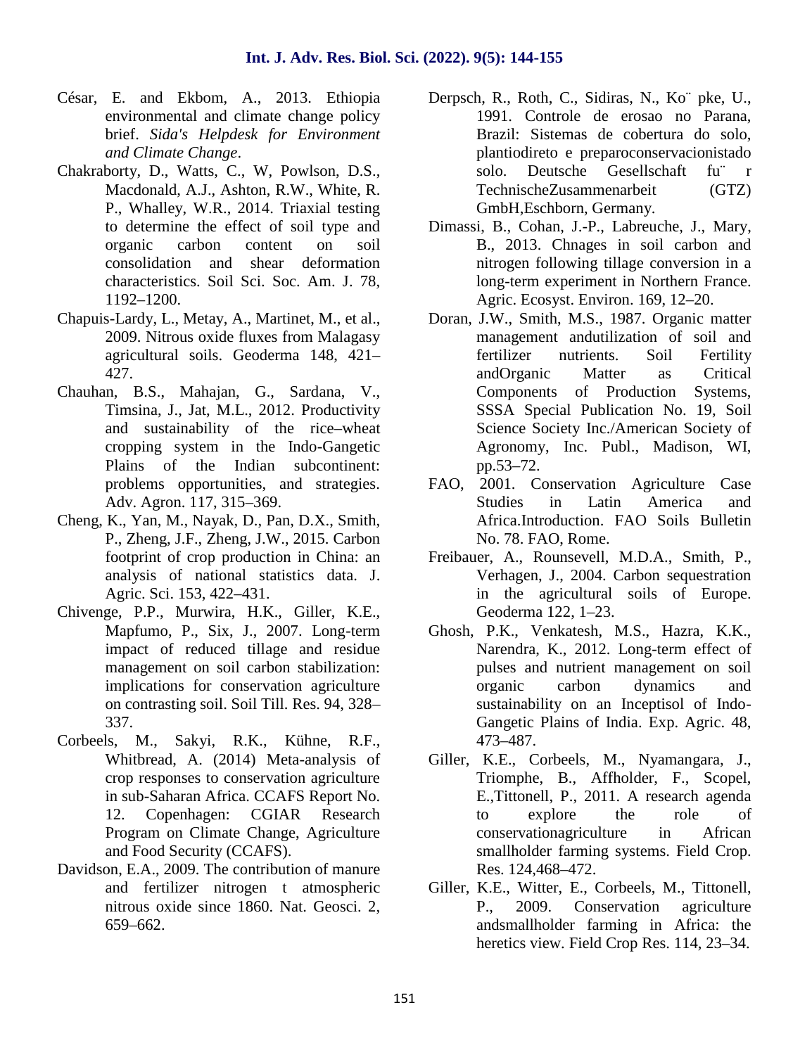César, E. and Ekbom, A., 2013. Ethiopia environmental and climate change policy brief. *Sida's Helpdesk for Environment and Climate Change*.

Chakraborty, D., Watts, C., W, Powlson, D.S., Macdonald, A.J., Ashton, R.W., White, R. P., Whalley, W.R., 2014. Triaxial testing to determine the effect of soil type and organic carbon content on soil consolidation and shear deformation characteristics. Soil Sci. Soc. Am. J. 78, 1192–1200.

Chapuis-Lardy, L., Metay, A., Martinet, M., et al., 2009. Nitrous oxide fluxes from Malagasy agricultural soils. Geoderma 148, 421–427.

Chauhan, B.S., Mahajan, G., Sardana, V., Timsina, J., Jat, M.L., 2012. Productivity and sustainability of the rice–wheat cropping system in the Indo-Gangetic Plains of the Indian subcontinent: problems opportunities, and strategies. Adv. Agron. 117, 315–369.

Cheng, K., Yan, M., Nayak, D., Pan, D.X., Smith, P., Zheng, J.F., Zheng, J.W., 2015. Carbon footprint of crop production in China: an analysis of national statistics data. J. Agric. Sci. 153, 422–431.

Chivenge, P.P., Murwira, H.K., Giller, K.E., Mapfumo, P., Six, J., 2007. Long-term impact of reduced tillage and residue management on soil carbon stabilization: implications for conservation agriculture on contrasting soil. Soil Till. Res. 94, 328–337.

Corbeels, M., Sakyi, R.K., Kühne, R.F., Whitbread, A. (2014) Meta-analysis of crop responses to conservation agriculture in sub-Saharan Africa. CCAFS Report No. 12. Copenhagen: CGIAR Research Program on Climate Change, Agriculture and Food Security (CCAFS).

Davidson, E.A., 2009. The contribution of manure and fertilizer nitrogen t atmospheric nitrous oxide since 1860. Nat. Geosci. 2, 659–662.

Derpsch, R., Roth, C., Sidiras, N., Ko¨ pke, U., 1991. Controle de erosao no Parana, Brazil: Sistemas de cobertura do solo, plantiodireto e preparoconservacionistado solo. Deutsche Gesellschaft fu¨ r TechnischeZusammenarbeit (GTZ) GmbH,Eschborn, Germany.

Dimassi, B., Cohan, J.-P., Labreuche, J., Mary, B., 2013. Chnages in soil carbon and nitrogen following tillage conversion in a long-term experiment in Northern France. Agric. Ecosyst. Environ. 169, 12–20.

Doran, J.W., Smith, M.S., 1987. Organic matter management andutilization of soil and fertilizer nutrients. Soil Fertility andOrganic Matter as Critical Components of Production Systems, SSSA Special Publication No. 19, Soil Science Society Inc./American Society of Agronomy, Inc. Publ., Madison, WI, pp.53–72.

FAO, 2001. Conservation Agriculture Case Studies in Latin America and Africa.Introduction. FAO Soils Bulletin No. 78. FAO, Rome.

Freibauer, A., Rounsevell, M.D.A., Smith, P., Verhagen, J., 2004. Carbon sequestration in the agricultural soils of Europe. Geoderma 122, 1–23.

Ghosh, P.K., Venkatesh, M.S., Hazra, K.K., Narendra, K., 2012. Long-term effect of pulses and nutrient management on soil organic carbon dynamics and sustainability on an Inceptisol of Indo-Gangetic Plains of India. Exp. Agric. 48, 473–487.

Giller, K.E., Corbeels, M., Nyamangara, J., Triomphe, B., Affholder, F., Scopel, E.,Tittonell, P., 2011. A research agenda to explore the role of conservationagriculture in African smallholder farming systems. Field Crop. Res. 124,468–472.

Giller, K.E., Witter, E., Corbeels, M., Tittonell, P., 2009. Conservation agriculture andsmallholder farming in Africa: the heretics view. Field Crop Res. 114, 23–34.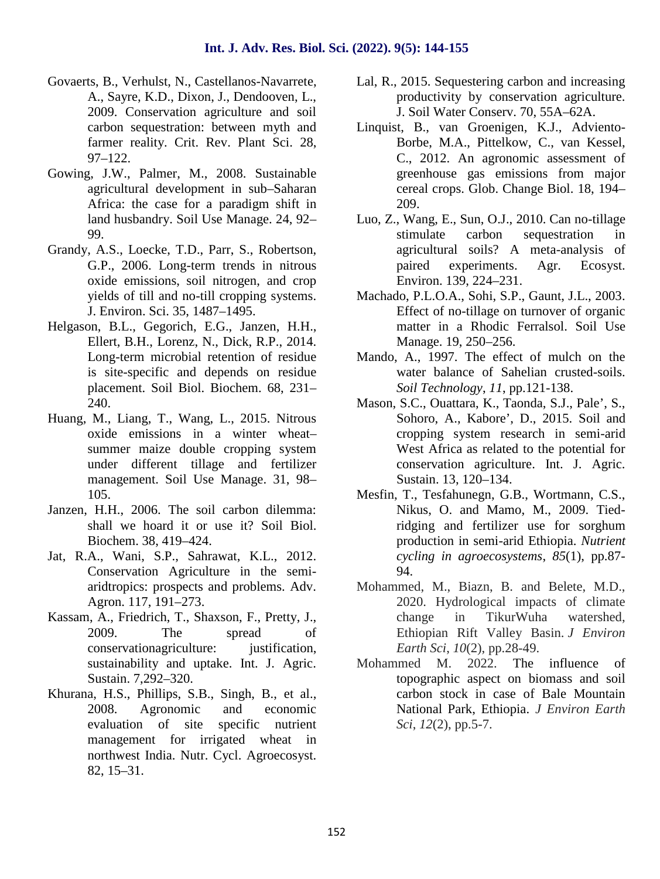Govaerts, B., Verhulst, N., Castellanos-Navarrete, A., Sayre, K.D., Dixon, J., Dendooven, L., 2009. Conservation agriculture and soil carbon sequestration: between myth and farmer reality. Crit. Rev. Plant Sci. 28, 97–122.

Gowing, J.W., Palmer, M., 2008. Sustainable agricultural development in sub–Saharan Africa: the case for a paradigm shift in land husbandry. Soil Use Manage. 24, 92–99.

Grandy, A.S., Loecke, T.D., Parr, S., Robertson, G.P., 2006. Long-term trends in nitrous oxide emissions, soil nitrogen, and crop yields of till and no-till cropping systems. J. Environ. Sci. 35, 1487–1495.

Helgason, B.L., Gegorich, E.G., Janzen, H.H., Ellert, B.H., Lorenz, N., Dick, R.P., 2014. Long-term microbial retention of residue is site-specific and depends on residue placement. Soil Biol. Biochem. 68, 231–240.

Huang, M., Liang, T., Wang, L., 2015. Nitrous oxide emissions in a winter wheat–summer maize double cropping system under different tillage and fertilizer management. Soil Use Manage. 31, 98–105.

Janzen, H.H., 2006. The soil carbon dilemma: shall we hoard it or use it? Soil Biol. Biochem. 38, 419–424.

Jat, R.A., Wani, S.P., Sahrawat, K.L., 2012. Conservation Agriculture in the semi-aridtropics: prospects and problems. Adv. Agron. 117, 191–273.

Kassam, A., Friedrich, T., Shaxson, F., Pretty, J., 2009. The spread of conservationagriculture: justification, sustainability and uptake. Int. J. Agric. Sustain. 7,292–320.

Khurana, H.S., Phillips, S.B., Singh, B., et al., 2008. Agronomic and economic evaluation of site specific nutrient management for irrigated wheat in northwest India. Nutr. Cycl. Agroecosyst. 82, 15–31.

Lal, R., 2015. Sequestering carbon and increasing productivity by conservation agriculture. J. Soil Water Conserv. 70, 55A–62A.

Linquist, B., van Groenigen, K.J., Adviento-Borbe, M.A., Pittelkow, C., van Kessel, C., 2012. An agronomic assessment of greenhouse gas emissions from major cereal crops. Glob. Change Biol. 18, 194–209.

Luo, Z., Wang, E., Sun, O.J., 2010. Can no-tillage stimulate carbon sequestration in agricultural soils? A meta-analysis of paired experiments. Agr. Ecosyst. Environ. 139, 224–231.

Machado, P.L.O.A., Sohi, S.P., Gaunt, J.L., 2003. Effect of no-tillage on turnover of organic matter in a Rhodic Ferralsol. Soil Use Manage. 19, 250–256.

Mando, A., 1997. The effect of mulch on the water balance of Sahelian crusted-soils. *Soil Technology*, *11*, pp.121-138.

Mason, S.C., Ouattara, K., Taonda, S.J., Pale', S., Sohoro, A., Kabore', D., 2015. Soil and cropping system research in semi-arid West Africa as related to the potential for conservation agriculture. Int. J. Agric. Sustain. 13, 120–134.

Mesfin, T., Tesfahunegn, G.B., Wortmann, C.S., Nikus, O. and Mamo, M., 2009. Tied-ridging and fertilizer use for sorghum production in semi-arid Ethiopia. *Nutrient cycling in agroecosystems*, *85*(1), pp.87-94.

Mohammed, M., Biazn, B. and Belete, M.D., 2020. Hydrological impacts of climate change in TikurWuha watershed, Ethiopian Rift Valley Basin. *J Environ Earth Sci*, *10*(2), pp.28-49.

Mohammed M. 2022. The influence of topographic aspect on biomass and soil carbon stock in case of Bale Mountain National Park, Ethiopia. *J Environ Earth Sci*, *12*(2), pp.5-7.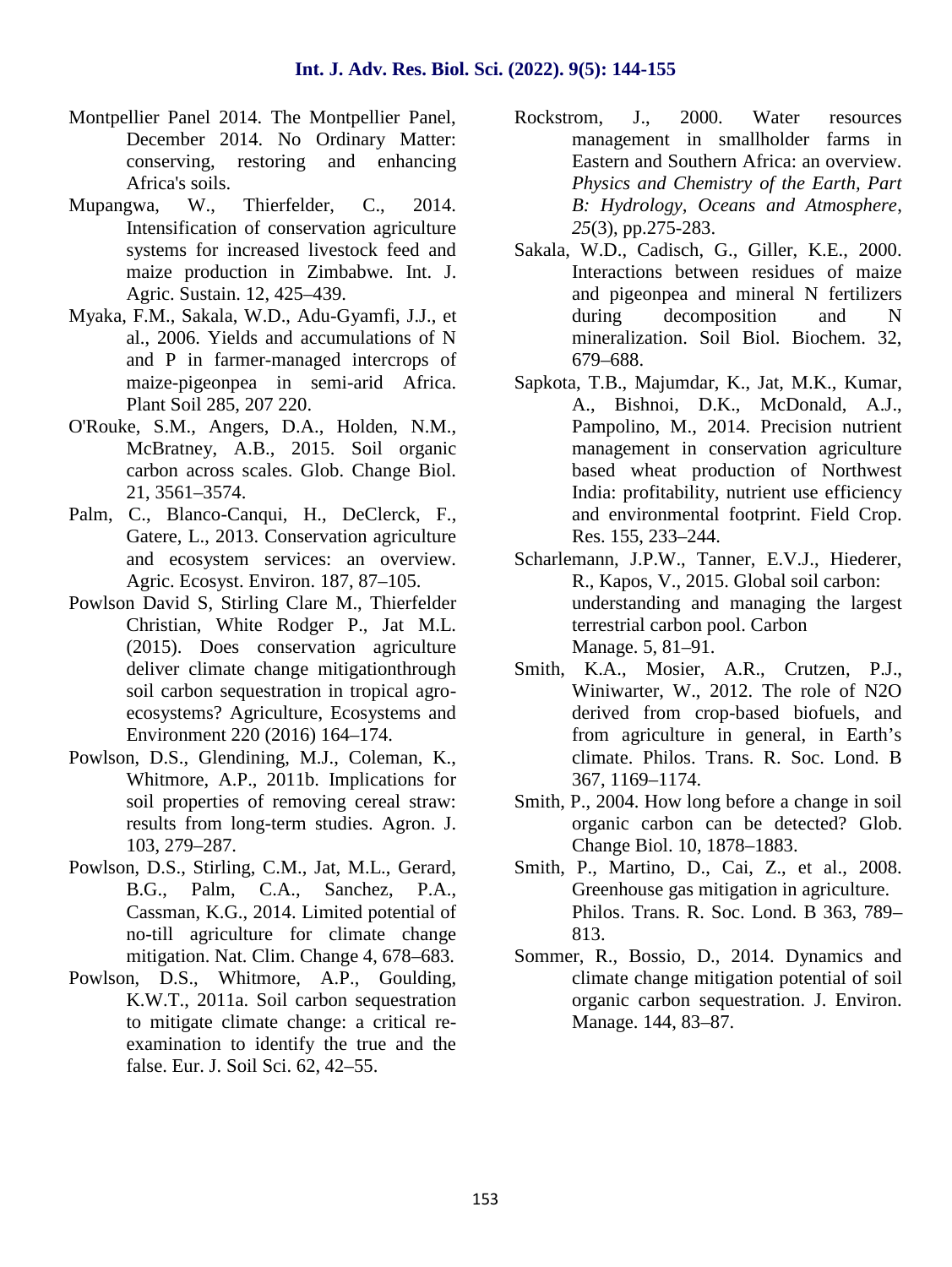Montpellier Panel 2014. The Montpellier Panel, December 2014. No Ordinary Matter: conserving, restoring and enhancing Africa's soils.

Mupangwa, W., Thierfelder, C., 2014. Intensification of conservation agriculture systems for increased livestock feed and maize production in Zimbabwe. Int. J. Agric. Sustain. 12, 425–439.

Myaka, F.M., Sakala, W.D., Adu-Gyamfi, J.J., et al., 2006. Yields and accumulations of N and P in farmer-managed intercrops of maize-pigeonpea in semi-arid Africa. Plant Soil 285, 207 220.

O'Rouke, S.M., Angers, D.A., Holden, N.M., McBratney, A.B., 2015. Soil organic carbon across scales. Glob. Change Biol. 21, 3561–3574.

Palm, C., Blanco-Canqui, H., DeClerck, F., Gatere, L., 2013. Conservation agriculture and ecosystem services: an overview. Agric. Ecosyst. Environ. 187, 87–105.

Powlson David S, Stirling Clare M., Thierfelder Christian, White Rodger P., Jat M.L. (2015). Does conservation agriculture deliver climate change mitigationthrough soil carbon sequestration in tropical agro-ecosystems? Agriculture, Ecosystems and Environment 220 (2016) 164–174.

Powlson, D.S., Glendining, M.J., Coleman, K., Whitmore, A.P., 2011b. Implications for soil properties of removing cereal straw: results from long-term studies. Agron. J. 103, 279–287.

Powlson, D.S., Stirling, C.M., Jat, M.L., Gerard, B.G., Palm, C.A., Sanchez, P.A., Cassman, K.G., 2014. Limited potential of no-till agriculture for climate change mitigation. Nat. Clim. Change 4, 678–683.

Powlson, D.S., Whitmore, A.P., Goulding, K.W.T., 2011a. Soil carbon sequestration to mitigate climate change: a critical re-examination to identify the true and the false. Eur. J. Soil Sci. 62, 42–55.

Rockstrom, J., 2000. Water resources management in smallholder farms in Eastern and Southern Africa: an overview. *Physics and Chemistry of the Earth, Part B: Hydrology, Oceans and Atmosphere*, *25*(3), pp.275-283.

Sakala, W.D., Cadisch, G., Giller, K.E., 2000. Interactions between residues of maize and pigeonpea and mineral N fertilizers during decomposition and N mineralization. Soil Biol. Biochem. 32, 679–688.

Sapkota, T.B., Majumdar, K., Jat, M.K., Kumar, A., Bishnoi, D.K., McDonald, A.J., Pampolino, M., 2014. Precision nutrient management in conservation agriculture based wheat production of Northwest India: profitability, nutrient use efficiency and environmental footprint. Field Crop. Res. 155, 233–244.

Scharlemann, J.P.W., Tanner, E.V.J., Hiederer, R., Kapos, V., 2015. Global soil carbon: understanding and managing the largest terrestrial carbon pool. Carbon Manage. 5, 81–91.

Smith, K.A., Mosier, A.R., Crutzen, P.J., Winiwarter, W., 2012. The role of N2O derived from crop-based biofuels, and from agriculture in general, in Earth's climate. Philos. Trans. R. Soc. Lond. B 367, 1169–1174.

Smith, P., 2004. How long before a change in soil organic carbon can be detected? Glob. Change Biol. 10, 1878–1883.

Smith, P., Martino, D., Cai, Z., et al., 2008. Greenhouse gas mitigation in agriculture. Philos. Trans. R. Soc. Lond. B 363, 789–813.

Sommer, R., Bossio, D., 2014. Dynamics and climate change mitigation potential of soil organic carbon sequestration. J. Environ. Manage. 144, 83–87.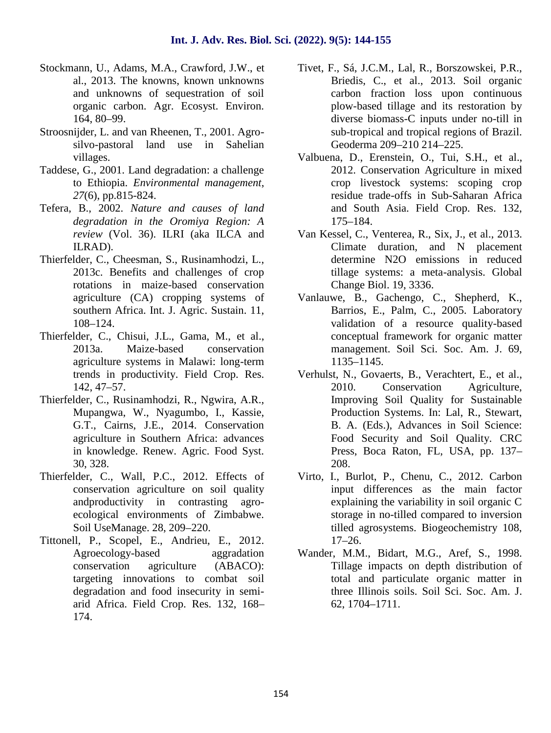Stockmann, U., Adams, M.A., Crawford, J.W., et al., 2013. The knowns, known unknowns and unknowns of sequestration of soil organic carbon. Agr. Ecosyst. Environ. 164, 80–99.

Stroosnijder, L. and van Rheenen, T., 2001. Agro-silvo-pastoral land use in Sahelian villages.

Taddese, G., 2001. Land degradation: a challenge to Ethiopia. *Environmental management*, *27*(6), pp.815-824.

Tefera, B., 2002. *Nature and causes of land degradation in the Oromiya Region: A review* (Vol. 36). ILRI (aka ILCA and ILRAD).

Thierfelder, C., Cheesman, S., Rusinamhodzi, L., 2013c. Benefits and challenges of crop rotations in maize-based conservation agriculture (CA) cropping systems of southern Africa. Int. J. Agric. Sustain. 11, 108–124.

Thierfelder, C., Chisui, J.L., Gama, M., et al., 2013a. Maize-based conservation agriculture systems in Malawi: long-term trends in productivity. Field Crop. Res. 142, 47–57.

Thierfelder, C., Rusinamhodzi, R., Ngwira, A.R., Mupangwa, W., Nyagumbo, I., Kassie, G.T., Cairns, J.E., 2014. Conservation agriculture in Southern Africa: advances in knowledge. Renew. Agric. Food Syst. 30, 328.

Thierfelder, C., Wall, P.C., 2012. Effects of conservation agriculture on soil quality andproductivity in contrasting agro-ecological environments of Zimbabwe. Soil UseManage. 28, 209–220.

Tittonell, P., Scopel, E., Andrieu, E., 2012. Agroecology-based aggradation conservation agriculture (ABACO): targeting innovations to combat soil degradation and food insecurity in semi-arid Africa. Field Crop. Res. 132, 168–174.

Tivet, F., Sá, J.C.M., Lal, R., Borszowskei, P.R., Briedis, C., et al., 2013. Soil organic carbon fraction loss upon continuous plow-based tillage and its restoration by diverse biomass-C inputs under no-till in sub-tropical and tropical regions of Brazil. Geoderma 209–210 214–225.

Valbuena, D., Erenstein, O., Tui, S.H., et al., 2012. Conservation Agriculture in mixed crop livestock systems: scoping crop residue trade-offs in Sub-Saharan Africa and South Asia. Field Crop. Res. 132, 175–184.

Van Kessel, C., Venterea, R., Six, J., et al., 2013. Climate duration, and N placement determine N2O emissions in reduced tillage systems: a meta-analysis. Global Change Biol. 19, 3336.

Vanlauwe, B., Gachengo, C., Shepherd, K., Barrios, E., Palm, C., 2005. Laboratory validation of a resource quality-based conceptual framework for organic matter management. Soil Sci. Soc. Am. J. 69, 1135–1145.

Verhulst, N., Govaerts, B., Verachtert, E., et al., 2010. Conservation Agriculture, Improving Soil Quality for Sustainable Production Systems. In: Lal, R., Stewart, B. A. (Eds.), Advances in Soil Science: Food Security and Soil Quality. CRC Press, Boca Raton, FL, USA, pp. 137–208.

Virto, I., Burlot, P., Chenu, C., 2012. Carbon input differences as the main factor explaining the variability in soil organic C storage in no-tilled compared to inversion tilled agrosystems. Biogeochemistry 108, 17–26.

Wander, M.M., Bidart, M.G., Aref, S., 1998. Tillage impacts on depth distribution of total and particulate organic matter in three Illinois soils. Soil Sci. Soc. Am. J. 62, 1704–1711.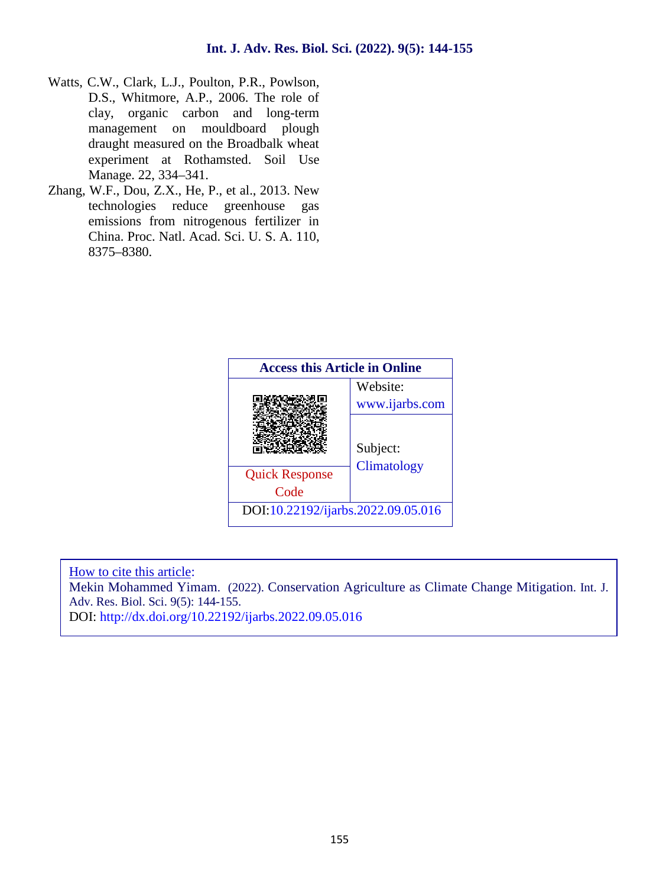Watts, C.W., Clark, L.J., Poulton, P.R., Powlson, D.S., Whitmore, A.P., 2006. The role of clay, organic carbon and long-term management on mouldboard plough draught measured on the Broadbalk wheat experiment at Rothamsted. Soil Use Manage. 22, 334–341.

Zhang, W.F., Dou, Z.X., He, P., et al., 2013. New technologies reduce greenhouse gas emissions from nitrogenous fertilizer in China. Proc. Natl. Acad. Sci. U. S. A. 110, 8375–8380.

| Access this Article in Online | |
|---|---|
| | Website: www.ijarbs.com |
| Quick Response Code | Subject: Climatology |
| DOI:10.22192/ijarbs.2022.09.05.016 | |

How to cite this article:
Mekin Mohammed Yimam. (2022). Conservation Agriculture as Climate Change Mitigation. Int. J. Adv. Res. Biol. Sci. 9(5): 144-155.
DOI: http://dx.doi.org/10.22192/ijarbs.2022.09.05.016